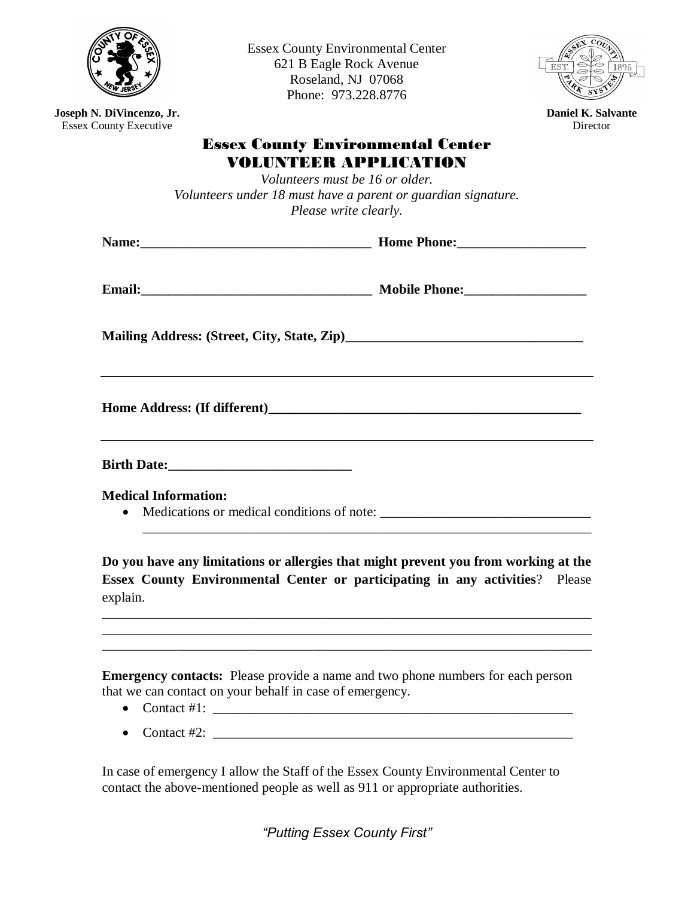Essex County Environmental Center
621 B Eagle Rock Avenue
Roseland, NJ 07068
Phone: 973.228.8776

**Joseph N. DiVincenzo, Jr.**
Essex County Executive

**Daniel K. Salvante**
Director

# Essex County Environmental Center
# VOLUNTEER APPLICATION

*Volunteers must be 16 or older.*
*Volunteers under 18 must have a parent or guardian signature.*
*Please write clearly.*

**Name:**__________________________________ **Home Phone:**___________________

**Email:**__________________________________ **Mobile Phone:**__________________

**Mailing Address: (Street, City, State, Zip)**__________________________________

______________________________________________________________________________

**Home Address: (If different)**______________________________________________

______________________________________________________________________________

**Birth Date:**___________________________

**Medical Information:**

- Medications or medical conditions of note: _______________________________
  ___________________________________________________________________

**Do you have any limitations or allergies that might prevent you from working at the Essex County Environmental Center or participating in any activities**? Please explain.

______________________________________________________________________________
______________________________________________________________________________
______________________________________________________________________________

**Emergency contacts:** Please provide a name and two phone numbers for each person that we can contact on your behalf in case of emergency.

- Contact #1: ________________________________________________________
- Contact #2: ________________________________________________________

In case of emergency I allow the Staff of the Essex County Environmental Center to contact the above-mentioned people as well as 911 or appropriate authorities.

*"Putting Essex County First"*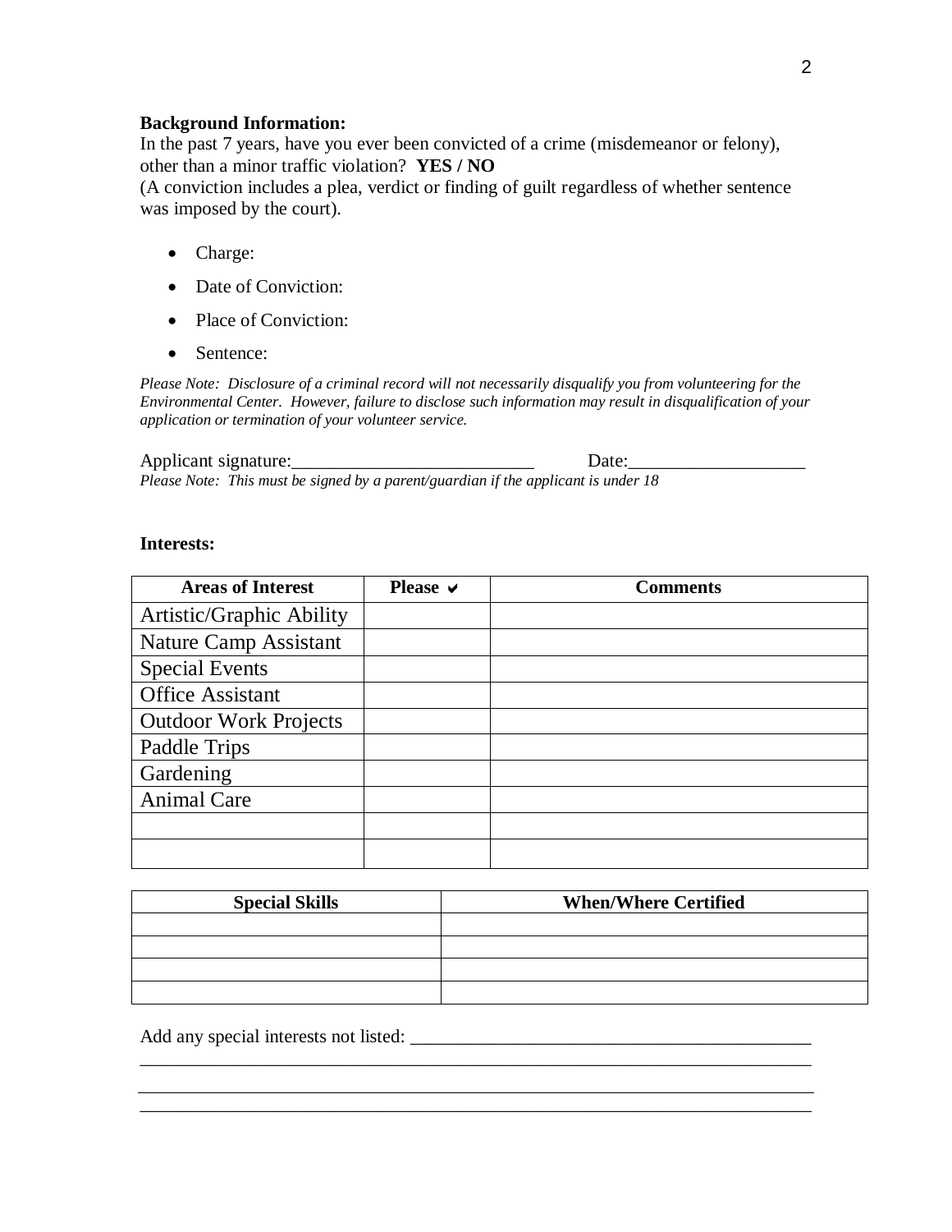**Background Information:**

In the past 7 years, have you ever been convicted of a crime (misdemeanor or felony), other than a minor traffic violation? **YES / NO**

(A conviction includes a plea, verdict or finding of guilt regardless of whether sentence was imposed by the court).

- Charge:
- Date of Conviction:
- Place of Conviction:
- Sentence:

*Please Note: Disclosure of a criminal record will not necessarily disqualify you from volunteering for the Environmental Center. However, failure to disclose such information may result in disqualification of your application or termination of your volunteer service.*

Applicant signature:___________________________ Date:___________________

*Please Note: This must be signed by a parent/guardian if the applicant is under 18*

**Interests:**

| Areas of Interest | Please ✔ | Comments |
|---|---|---|
| Artistic/Graphic Ability | | |
| Nature Camp Assistant | | |
| Special Events | | |
| Office Assistant | | |
| Outdoor Work Projects | | |
| Paddle Trips | | |
| Gardening | | |
| Animal Care | | |
| | | |
| | | |

| Special Skills | When/Where Certified |
|---|---|
| | |
| | |
| | |
| | |

Add any special interests not listed: ____________________________________________

_________________________________________________________________________

_________________________________________________________________________

_________________________________________________________________________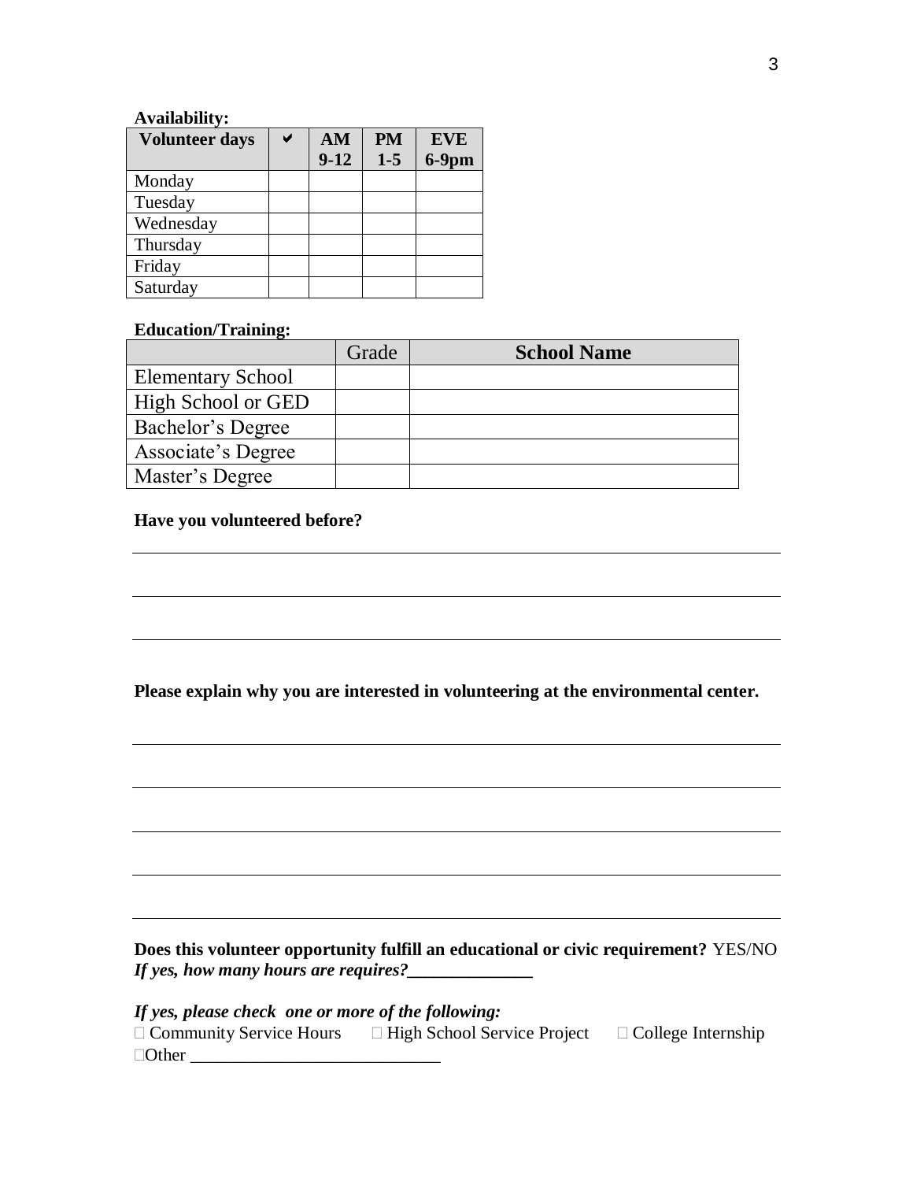**Availability:**

| Volunteer days | ✔ | AM 9-12 | PM 1-5 | EVE 6-9pm |
|---|---|---|---|---|
| Monday | | | | |
| Tuesday | | | | |
| Wednesday | | | | |
| Thursday | | | | |
| Friday | | | | |
| Saturday | | | | |

**Education/Training:**

| | Grade | School Name |
|---|---|---|
| Elementary School | | |
| High School or GED | | |
| Bachelor's Degree | | |
| Associate's Degree | | |
| Master's Degree | | |

**Have you volunteered before?**

______________________________________________________________________

______________________________________________________________________

______________________________________________________________________

**Please explain why you are interested in volunteering at the environmental center.**

______________________________________________________________________

______________________________________________________________________

______________________________________________________________________

______________________________________________________________________

______________________________________________________________________

**Does this volunteer opportunity fulfill an educational or civic requirement?** YES/NO
***If yes, how many hours are requires?\_\_\_\_\_\_\_\_\_\_\_\_\_\_***

***If yes, please check one or more of the following:***
☐ Community Service Hours ☐ High School Service Project ☐ College Internship
☐Other ____________________________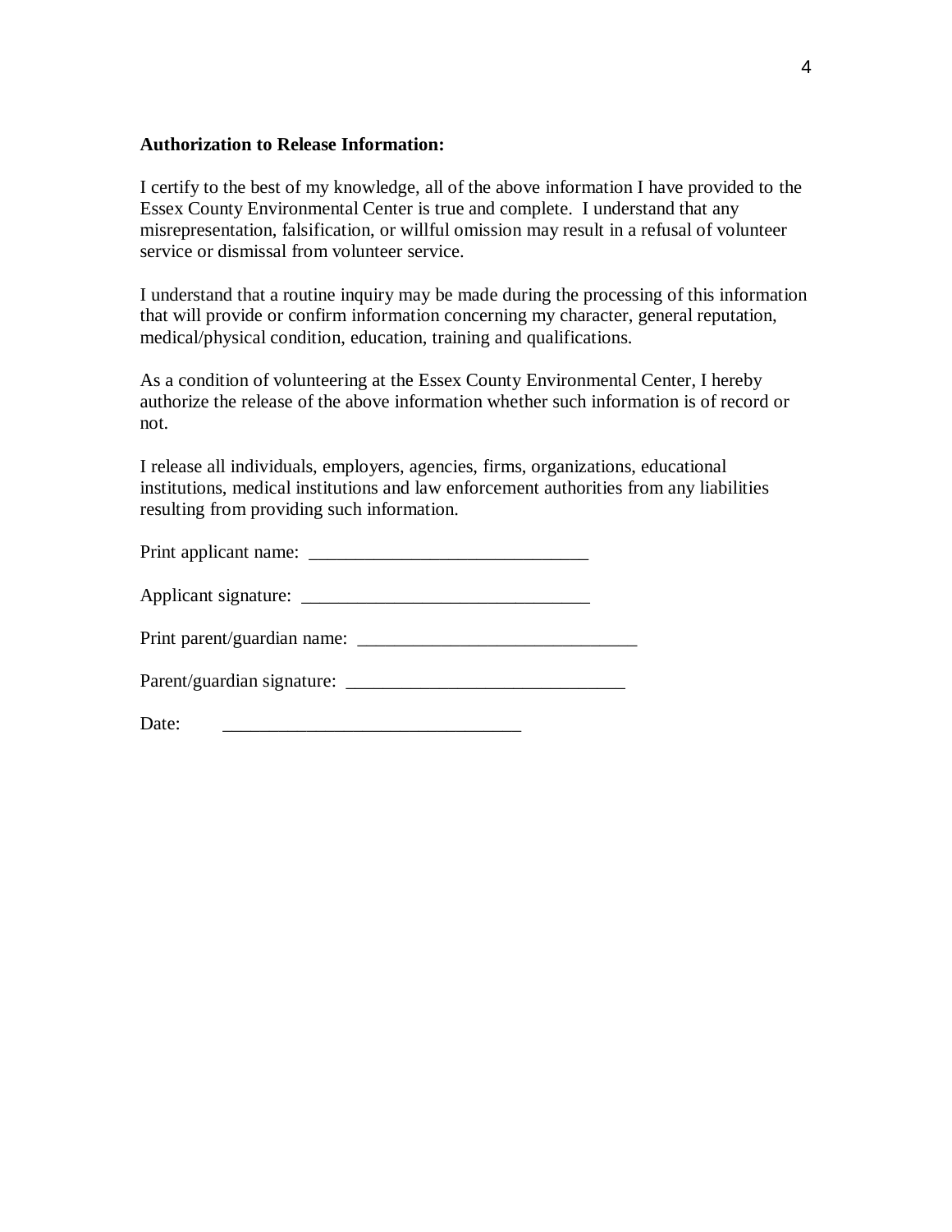**Authorization to Release Information:**

I certify to the best of my knowledge, all of the above information I have provided to the Essex County Environmental Center is true and complete. I understand that any misrepresentation, falsification, or willful omission may result in a refusal of volunteer service or dismissal from volunteer service.

I understand that a routine inquiry may be made during the processing of this information that will provide or confirm information concerning my character, general reputation, medical/physical condition, education, training and qualifications.

As a condition of volunteering at the Essex County Environmental Center, I hereby authorize the release of the above information whether such information is of record or not.

I release all individuals, employers, agencies, firms, organizations, educational institutions, medical institutions and law enforcement authorities from any liabilities resulting from providing such information.

Print applicant name: ______________________________

Applicant signature: _______________________________

Print parent/guardian name: ______________________________

Parent/guardian signature: ______________________________

Date: ________________________________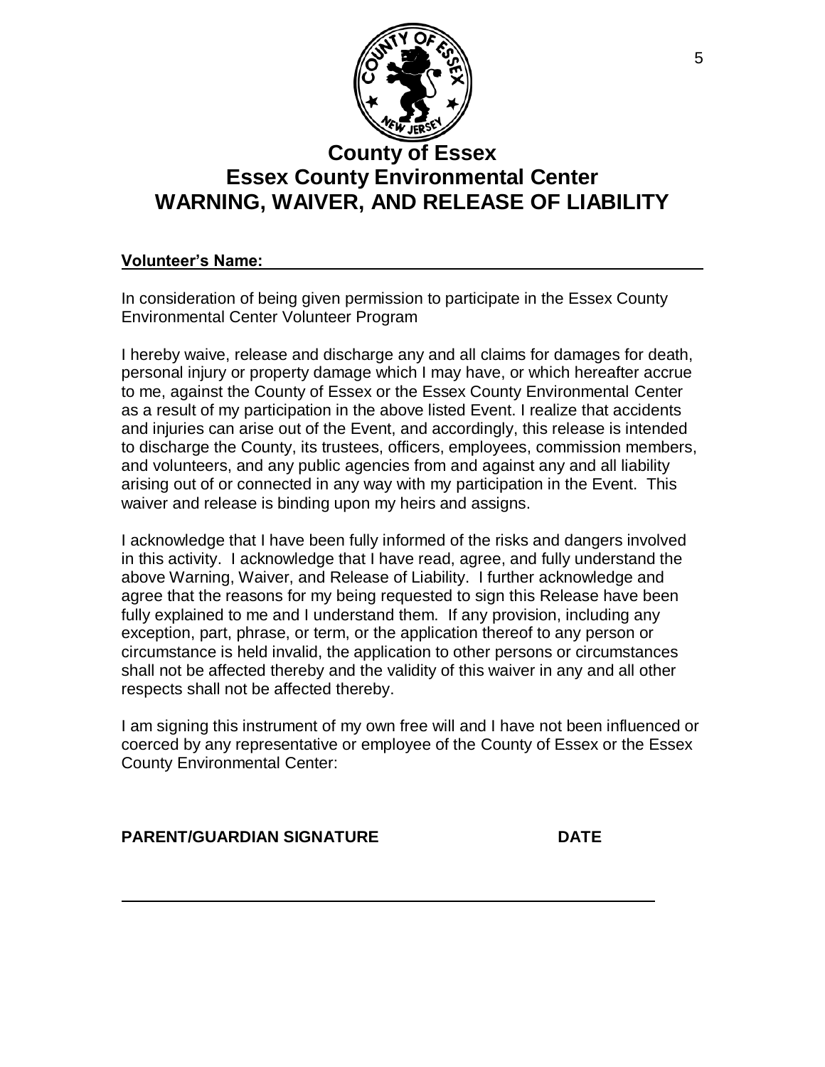# County of Essex
## Essex County Environmental Center
## WARNING, WAIVER, AND RELEASE OF LIABILITY

**Volunteer's Name:** ____________________________________________

In consideration of being given permission to participate in the Essex County Environmental Center Volunteer Program

I hereby waive, release and discharge any and all claims for damages for death, personal injury or property damage which I may have, or which hereafter accrue to me, against the County of Essex or the Essex County Environmental Center as a result of my participation in the above listed Event. I realize that accidents and injuries can arise out of the Event, and accordingly, this release is intended to discharge the County, its trustees, officers, employees, commission members, and volunteers, and any public agencies from and against any and all liability arising out of or connected in any way with my participation in the Event. This waiver and release is binding upon my heirs and assigns.

I acknowledge that I have been fully informed of the risks and dangers involved in this activity. I acknowledge that I have read, agree, and fully understand the above Warning, Waiver, and Release of Liability. I further acknowledge and agree that the reasons for my being requested to sign this Release have been fully explained to me and I understand them. If any provision, including any exception, part, phrase, or term, or the application thereof to any person or circumstance is held invalid, the application to other persons or circumstances shall not be affected thereby and the validity of this waiver in any and all other respects shall not be affected thereby.

I am signing this instrument of my own free will and I have not been influenced or coerced by any representative or employee of the County of Essex or the Essex County Environmental Center:

**PARENT/GUARDIAN SIGNATURE** **DATE**

____________________________________________